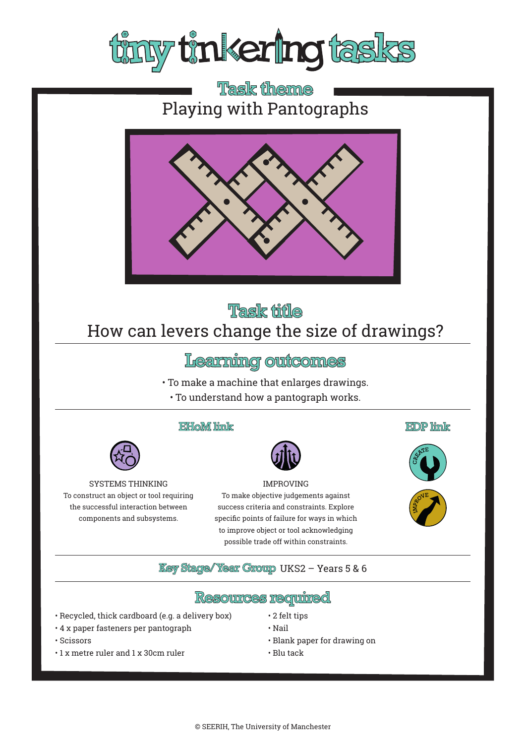# tiny tinkering tasks

## Task theme

Playing with Pantographs

## Task title

How can levers change the size of drawings?

## Learning outcomes

- To make a machine that enlarges drawings.
- To understand how a pantograph works.

## EHoM link

**SYSTEMS THINKING**
To construct an object or tool requiring the successful interaction between components and subsystems.

**IMPROVING**
To make objective judgements against success criteria and constraints. Explore specific points of failure for ways in which to improve object or tool acknowledging possible trade off within constraints.

## EDP link

CREATE

IMPROVE

**Key Stage/Year Group** UKS2 – Years 5 & 6

## Resources required

- Recycled, thick cardboard (e.g. a delivery box)
- 4 x paper fasteners per pantograph
- Scissors
- 1 x metre ruler and 1 x 30cm ruler
- 2 felt tips
- Nail
- Blank paper for drawing on
- Blu tack

© SEERIH, The University of Manchester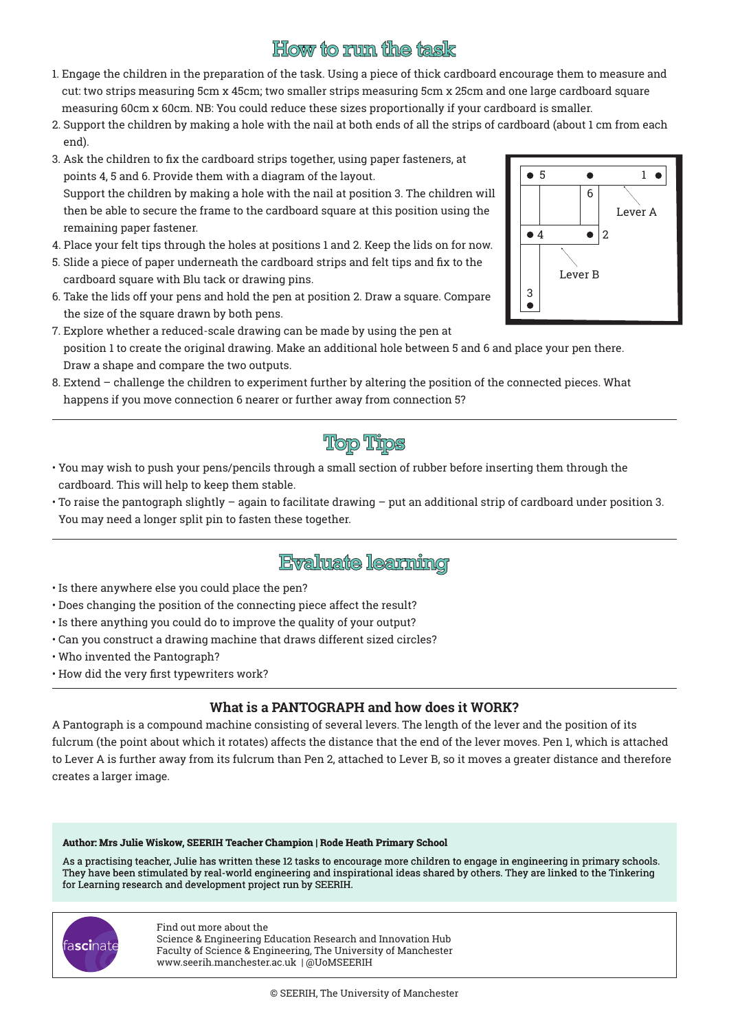## How to run the task

1. Engage the children in the preparation of the task. Using a piece of thick cardboard encourage them to measure and cut: two strips measuring 5cm x 45cm; two smaller strips measuring 5cm x 25cm and one large cardboard square measuring 60cm x 60cm. NB: You could reduce these sizes proportionally if your cardboard is smaller.
2. Support the children by making a hole with the nail at both ends of all the strips of cardboard (about 1 cm from each end).
3. Ask the children to fix the cardboard strips together, using paper fasteners, at points 4, 5 and 6. Provide them with a diagram of the layout.
   Support the children by making a hole with the nail at position 3. The children will then be able to secure the frame to the cardboard square at this position using the remaining paper fastener.
4. Place your felt tips through the holes at positions 1 and 2. Keep the lids on for now.
5. Slide a piece of paper underneath the cardboard strips and felt tips and fix to the cardboard square with Blu tack or drawing pins.
6. Take the lids off your pens and hold the pen at position 2. Draw a square. Compare the size of the square drawn by both pens.
7. Explore whether a reduced-scale drawing can be made by using the pen at position 1 to create the original drawing. Make an additional hole between 5 and 6 and place your pen there. Draw a shape and compare the two outputs.
8. Extend – challenge the children to experiment further by altering the position of the connected pieces. What happens if you move connection 6 nearer or further away from connection 5?

5
1
6
Lever A
4
2
Lever B
3

## Top Tips

- You may wish to push your pens/pencils through a small section of rubber before inserting them through the cardboard. This will help to keep them stable.
- To raise the pantograph slightly – again to facilitate drawing – put an additional strip of cardboard under position 3. You may need a longer split pin to fasten these together.

## Evaluate learning

- Is there anywhere else you could place the pen?
- Does changing the position of the connecting piece affect the result?
- Is there anything you could do to improve the quality of your output?
- Can you construct a drawing machine that draws different sized circles?
- Who invented the Pantograph?
- How did the very first typewriters work?

### What is a PANTOGRAPH and how does it WORK?

A Pantograph is a compound machine consisting of several levers. The length of the lever and the position of its fulcrum (the point about which it rotates) affects the distance that the end of the lever moves. Pen 1, which is attached to Lever A is further away from its fulcrum than Pen 2, attached to Lever B, so it moves a greater distance and therefore creates a larger image.

**Author: Mrs Julie Wiskow, SEERIH Teacher Champion | Rode Heath Primary School**

As a practising teacher, Julie has written these 12 tasks to encourage more children to engage in engineering in primary schools. They have been stimulated by real-world engineering and inspirational ideas shared by others. They are linked to the Tinkering for Learning research and development project run by SEERIH.

fascinate

Find out more about the
Science & Engineering Education Research and Innovation Hub
Faculty of Science & Engineering, The University of Manchester
www.seerih.manchester.ac.uk | @UoMSEERIH

© SEERIH, The University of Manchester